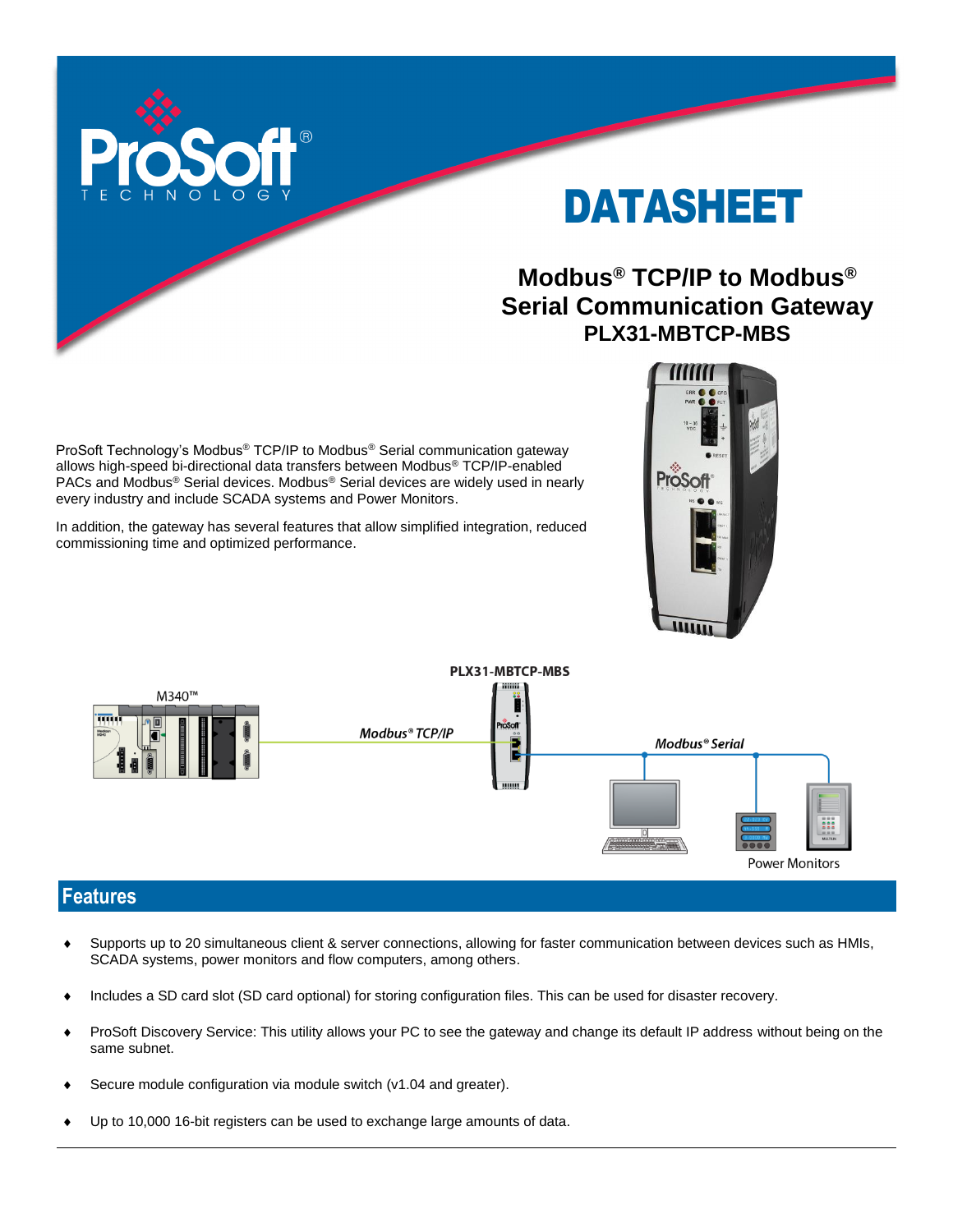# DATASHEET

## Modbus® TCP/IP to Modbus® Serial Communication Gateway

### PLX31-MBTCP-MBS

ProSoft Technology's Modbus® TCP/IP to Modbus® Serial communication gateway allows high-speed bi-directional data transfers between Modbus® TCP/IP-enabled PACs and Modbus® Serial devices. Modbus® Serial devices are widely used in nearly every industry and include SCADA systems and Power Monitors.

In addition, the gateway has several features that allow simplified integration, reduced commissioning time and optimized performance.

## Features

- Supports up to 20 simultaneous client & server connections, allowing for faster communication between devices such as HMIs, SCADA systems, power monitors and flow computers, among others.
- Includes a SD card slot (SD card optional) for storing configuration files. This can be used for disaster recovery.
- ProSoft Discovery Service: This utility allows your PC to see the gateway and change its default IP address without being on the same subnet.
- Secure module configuration via module switch (v1.04 and greater).
- Up to 10,000 16-bit registers can be used to exchange large amounts of data.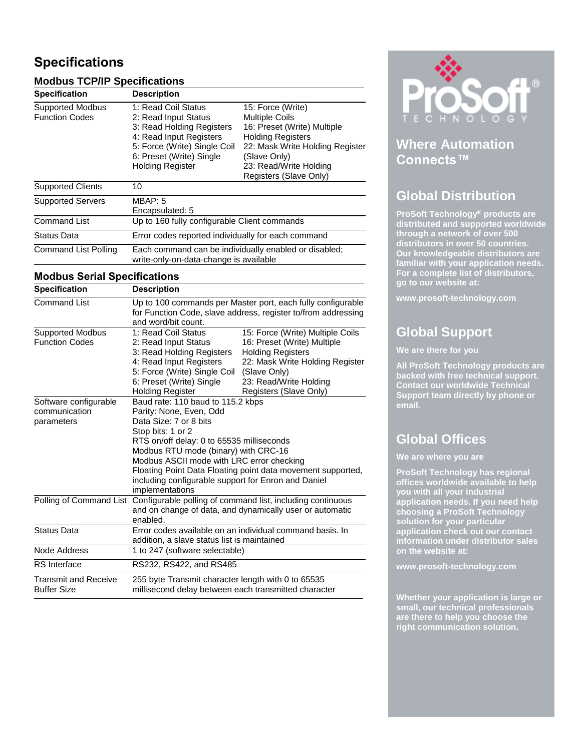# Specifications

## Modbus TCP/IP Specifications

| Specification | Description |
|---|---|
| Supported Modbus Function Codes | 1: Read Coil Status<br>2: Read Input Status<br>3: Read Holding Registers<br>4: Read Input Registers<br>5: Force (Write) Single Coil<br>6: Preset (Write) Single Holding Register<br>15: Force (Write) Multiple Coils<br>16: Preset (Write) Multiple Holding Registers<br>22: Mask Write Holding Register (Slave Only)<br>23: Read/Write Holding Registers (Slave Only) |
| Supported Clients | 10 |
| Supported Servers | MBAP: 5<br>Encapsulated: 5 |
| Command List | Up to 160 fully configurable Client commands |
| Status Data | Error codes reported individually for each command |
| Command List Polling | Each command can be individually enabled or disabled; write-only-on-data-change is available |

## Modbus Serial Specifications

| Specification | Description |
|---|---|
| Command List | Up to 100 commands per Master port, each fully configurable for Function Code, slave address, register to/from addressing and word/bit count. |
| Supported Modbus Function Codes | 1: Read Coil Status<br>2: Read Input Status<br>3: Read Holding Registers<br>4: Read Input Registers<br>5: Force (Write) Single Coil<br>6: Preset (Write) Single Holding Register<br>15: Force (Write) Multiple Coils<br>16: Preset (Write) Multiple Holding Registers<br>22: Mask Write Holding Register (Slave Only)<br>23: Read/Write Holding Registers (Slave Only) |
| Software configurable communication parameters | Baud rate: 110 baud to 115.2 kbps<br>Parity: None, Even, Odd<br>Data Size: 7 or 8 bits<br>Stop bits: 1 or 2<br>RTS on/off delay: 0 to 65535 milliseconds<br>Modbus RTU mode (binary) with CRC-16<br>Modbus ASCII mode with LRC error checking<br>Floating Point Data Floating point data movement supported, including configurable support for Enron and Daniel implementations |
| Polling of Command List | Configurable polling of command list, including continuous and on change of data, and dynamically user or automatic enabled. |
| Status Data | Error codes available on an individual command basis. In addition, a slave status list is maintained |
| Node Address | 1 to 247 (software selectable) |
| RS Interface | RS232, RS422, and RS485 |
| Transmit and Receive Buffer Size | 255 byte Transmit character length with 0 to 65535 millisecond delay between each transmitted character |

ProSoft TECHNOLOGY

## Where Automation Connects™

## Global Distribution

**ProSoft Technology® products are distributed and supported worldwide through a network of over 500 distributors in over 50 countries. Our knowledgeable distributors are familiar with your application needs. For a complete list of distributors, go to our website at:**

**www.prosoft-technology.com**

## Global Support

**We are there for you**

**All ProSoft Technology products are backed with free technical support. Contact our worldwide Technical Support team directly by phone or email.**

## Global Offices

**We are where you are**

**ProSoft Technology has regional offices worldwide available to help you with all your industrial application needs. If you need help choosing a ProSoft Technology solution for your particular application check out our contact information under distributor sales on the website at:**

**www.prosoft-technology.com**

**Whether your application is large or small, our technical professionals are there to help you choose the right communication solution.**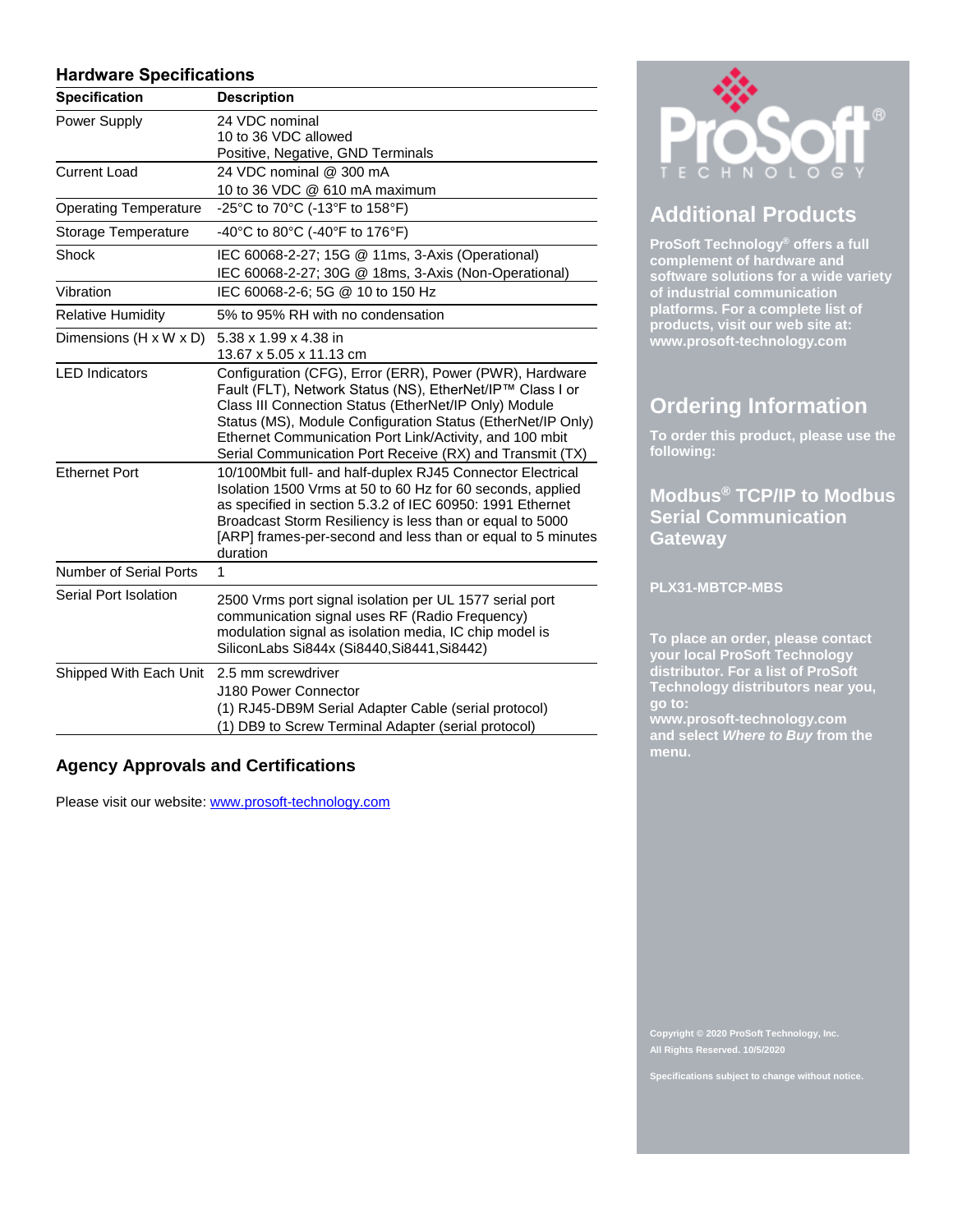## Hardware Specifications

| Specification | Description |
|---|---|
| Power Supply | 24 VDC nominal<br>10 to 36 VDC allowed<br>Positive, Negative, GND Terminals |
| Current Load | 24 VDC nominal @ 300 mA<br>10 to 36 VDC @ 610 mA maximum |
| Operating Temperature | -25°C to 70°C (-13°F to 158°F) |
| Storage Temperature | -40°C to 80°C (-40°F to 176°F) |
| Shock | IEC 60068-2-27; 15G @ 11ms, 3-Axis (Operational)<br>IEC 60068-2-27; 30G @ 18ms, 3-Axis (Non-Operational) |
| Vibration | IEC 60068-2-6; 5G @ 10 to 150 Hz |
| Relative Humidity | 5% to 95% RH with no condensation |
| Dimensions (H x W x D) | 5.38 x 1.99 x 4.38 in<br>13.67 x 5.05 x 11.13 cm |
| LED Indicators | Configuration (CFG), Error (ERR), Power (PWR), Hardware Fault (FLT), Network Status (NS), EtherNet/IP™ Class I or Class III Connection Status (EtherNet/IP Only) Module Status (MS), Module Configuration Status (EtherNet/IP Only) Ethernet Communication Port Link/Activity, and 100 mbit Serial Communication Port Receive (RX) and Transmit (TX) |
| Ethernet Port | 10/100Mbit full- and half-duplex RJ45 Connector Electrical Isolation 1500 Vrms at 50 to 60 Hz for 60 seconds, applied as specified in section 5.3.2 of IEC 60950: 1991 Ethernet Broadcast Storm Resiliency is less than or equal to 5000 [ARP] frames-per-second and less than or equal to 5 minutes duration |
| Number of Serial Ports | 1 |
| Serial Port Isolation | 2500 Vrms port signal isolation per UL 1577 serial port communication signal uses RF (Radio Frequency) modulation signal as isolation media, IC chip model is SiliconLabs Si844x (Si8440,Si8441,Si8442) |
| Shipped With Each Unit | 2.5 mm screwdriver<br>J180 Power Connector<br>(1) RJ45-DB9M Serial Adapter Cable (serial protocol)<br>(1) DB9 to Screw Terminal Adapter (serial protocol) |

## Agency Approvals and Certifications

Please visit our website: www.prosoft-technology.com

ProSoft TECHNOLOGY

## Additional Products

**ProSoft Technology® offers a full complement of hardware and software solutions for a wide variety of industrial communication platforms. For a complete list of products, visit our web site at: www.prosoft-technology.com**

## Ordering Information

**To order this product, please use the following:**

### Modbus® TCP/IP to Modbus Serial Communication Gateway

**PLX31-MBTCP-MBS**

**To place an order, please contact your local ProSoft Technology distributor. For a list of ProSoft Technology distributors near you, go to: www.prosoft-technology.com and select *Where to Buy* from the menu.**

Copyright © 2020 ProSoft Technology, Inc.
All Rights Reserved. 10/5/2020

Specifications subject to change without notice.